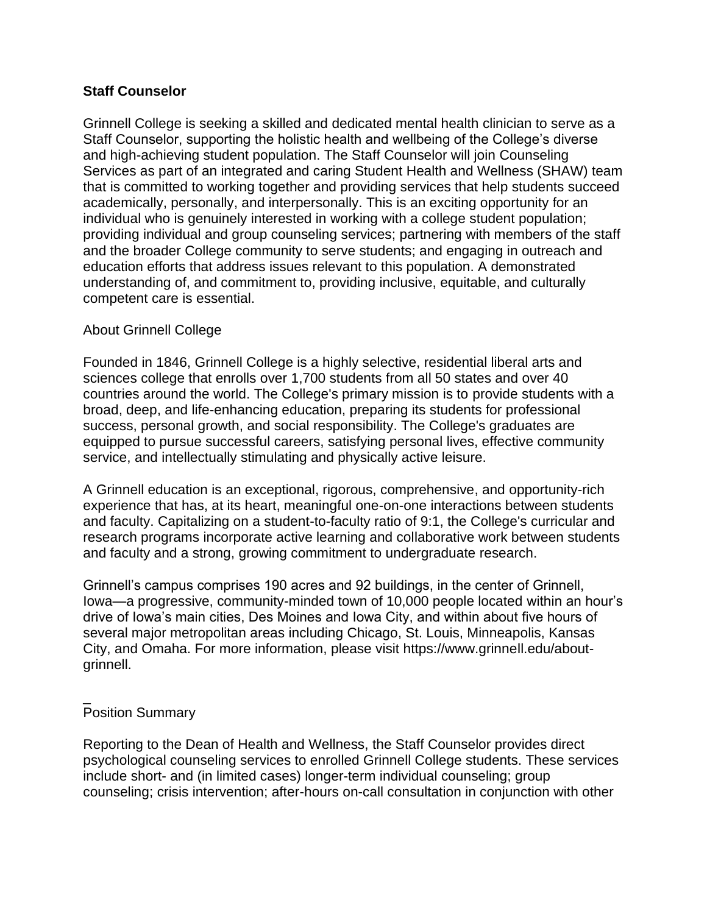**Staff Counselor**

Grinnell College is seeking a skilled and dedicated mental health clinician to serve as a Staff Counselor, supporting the holistic health and wellbeing of the College's diverse and high-achieving student population. The Staff Counselor will join Counseling Services as part of an integrated and caring Student Health and Wellness (SHAW) team that is committed to working together and providing services that help students succeed academically, personally, and interpersonally. This is an exciting opportunity for an individual who is genuinely interested in working with a college student population; providing individual and group counseling services; partnering with members of the staff and the broader College community to serve students; and engaging in outreach and education efforts that address issues relevant to this population. A demonstrated understanding of, and commitment to, providing inclusive, equitable, and culturally competent care is essential.

About Grinnell College

Founded in 1846, Grinnell College is a highly selective, residential liberal arts and sciences college that enrolls over 1,700 students from all 50 states and over 40 countries around the world. The College's primary mission is to provide students with a broad, deep, and life-enhancing education, preparing its students for professional success, personal growth, and social responsibility. The College's graduates are equipped to pursue successful careers, satisfying personal lives, effective community service, and intellectually stimulating and physically active leisure.

A Grinnell education is an exceptional, rigorous, comprehensive, and opportunity-rich experience that has, at its heart, meaningful one-on-one interactions between students and faculty. Capitalizing on a student-to-faculty ratio of 9:1, the College's curricular and research programs incorporate active learning and collaborative work between students and faculty and a strong, growing commitment to undergraduate research.

Grinnell's campus comprises 190 acres and 92 buildings, in the center of Grinnell, Iowa—a progressive, community-minded town of 10,000 people located within an hour's drive of Iowa's main cities, Des Moines and Iowa City, and within about five hours of several major metropolitan areas including Chicago, St. Louis, Minneapolis, Kansas City, and Omaha. For more information, please visit https://www.grinnell.edu/about-grinnell.

Position Summary

Reporting to the Dean of Health and Wellness, the Staff Counselor provides direct psychological counseling services to enrolled Grinnell College students. These services include short- and (in limited cases) longer-term individual counseling; group counseling; crisis intervention; after-hours on-call consultation in conjunction with other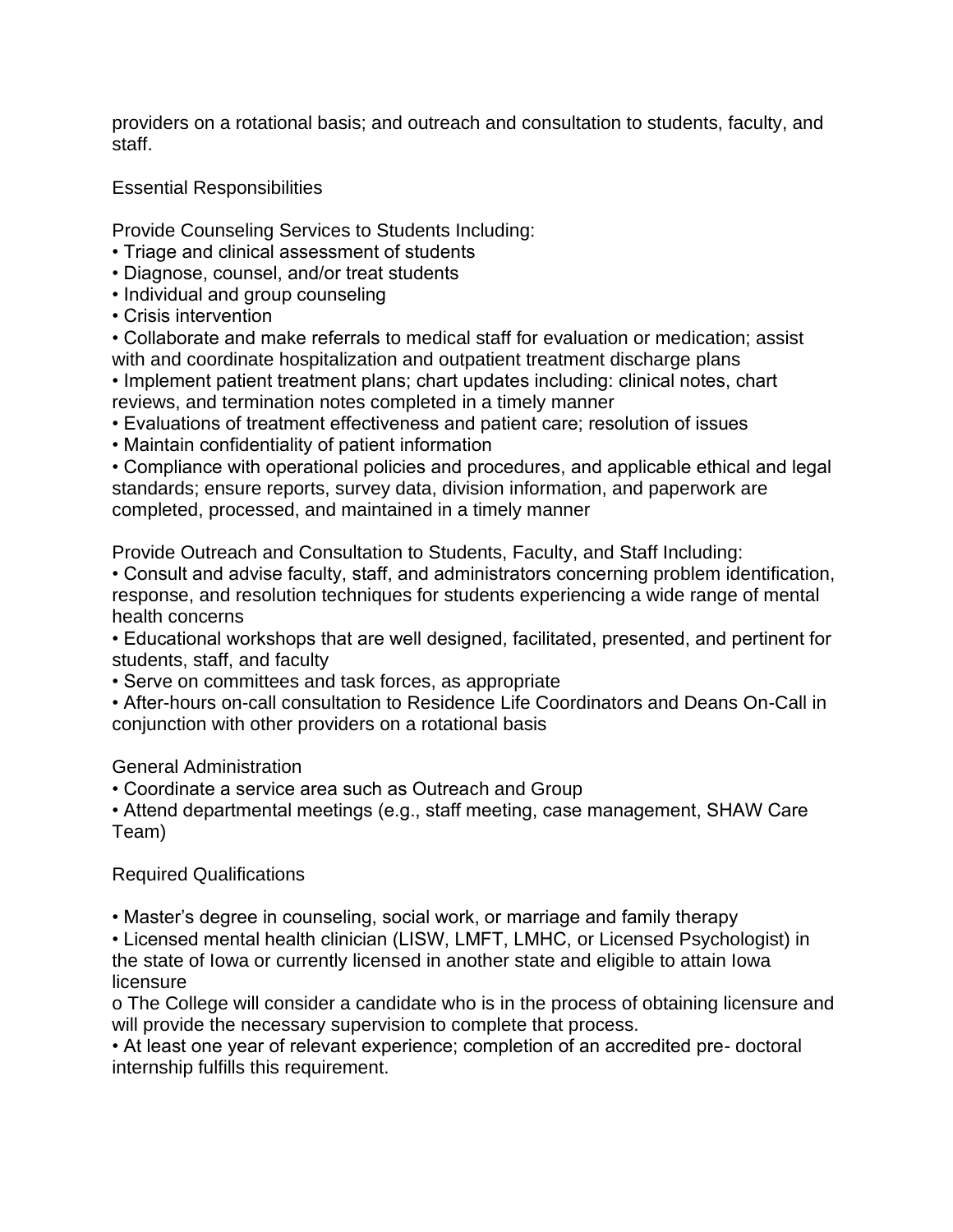providers on a rotational basis; and outreach and consultation to students, faculty, and staff.

## Essential Responsibilities

### Provide Counseling Services to Students Including:

- Triage and clinical assessment of students
- Diagnose, counsel, and/or treat students
- Individual and group counseling
- Crisis intervention
- Collaborate and make referrals to medical staff for evaluation or medication; assist with and coordinate hospitalization and outpatient treatment discharge plans
- Implement patient treatment plans; chart updates including: clinical notes, chart reviews, and termination notes completed in a timely manner
- Evaluations of treatment effectiveness and patient care; resolution of issues
- Maintain confidentiality of patient information
- Compliance with operational policies and procedures, and applicable ethical and legal standards; ensure reports, survey data, division information, and paperwork are completed, processed, and maintained in a timely manner

### Provide Outreach and Consultation to Students, Faculty, and Staff Including:

- Consult and advise faculty, staff, and administrators concerning problem identification, response, and resolution techniques for students experiencing a wide range of mental health concerns
- Educational workshops that are well designed, facilitated, presented, and pertinent for students, staff, and faculty
- Serve on committees and task forces, as appropriate
- After-hours on-call consultation to Residence Life Coordinators and Deans On-Call in conjunction with other providers on a rotational basis

### General Administration

- Coordinate a service area such as Outreach and Group
- Attend departmental meetings (e.g., staff meeting, case management, SHAW Care Team)

## Required Qualifications

- Master's degree in counseling, social work, or marriage and family therapy
- Licensed mental health clinician (LISW, LMFT, LMHC, or Licensed Psychologist) in the state of Iowa or currently licensed in another state and eligible to attain Iowa licensure
  - The College will consider a candidate who is in the process of obtaining licensure and will provide the necessary supervision to complete that process.
- At least one year of relevant experience; completion of an accredited pre- doctoral internship fulfills this requirement.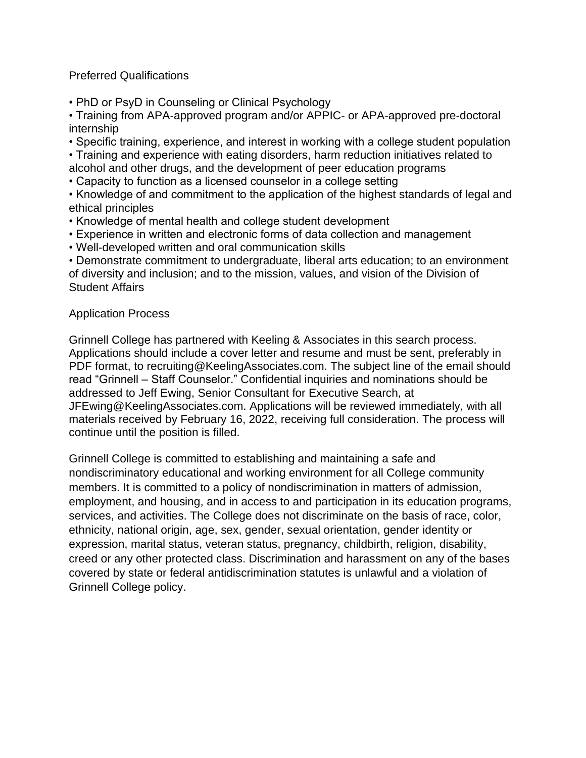## Preferred Qualifications

- PhD or PsyD in Counseling or Clinical Psychology
- Training from APA-approved program and/or APPIC- or APA-approved pre-doctoral internship
- Specific training, experience, and interest in working with a college student population
- Training and experience with eating disorders, harm reduction initiatives related to alcohol and other drugs, and the development of peer education programs
- Capacity to function as a licensed counselor in a college setting
- Knowledge of and commitment to the application of the highest standards of legal and ethical principles
- Knowledge of mental health and college student development
- Experience in written and electronic forms of data collection and management
- Well-developed written and oral communication skills
- Demonstrate commitment to undergraduate, liberal arts education; to an environment of diversity and inclusion; and to the mission, values, and vision of the Division of Student Affairs

## Application Process

Grinnell College has partnered with Keeling & Associates in this search process. Applications should include a cover letter and resume and must be sent, preferably in PDF format, to recruiting@KeelingAssociates.com. The subject line of the email should read "Grinnell – Staff Counselor." Confidential inquiries and nominations should be addressed to Jeff Ewing, Senior Consultant for Executive Search, at JFEwing@KeelingAssociates.com. Applications will be reviewed immediately, with all materials received by February 16, 2022, receiving full consideration. The process will continue until the position is filled.

Grinnell College is committed to establishing and maintaining a safe and nondiscriminatory educational and working environment for all College community members. It is committed to a policy of nondiscrimination in matters of admission, employment, and housing, and in access to and participation in its education programs, services, and activities. The College does not discriminate on the basis of race, color, ethnicity, national origin, age, sex, gender, sexual orientation, gender identity or expression, marital status, veteran status, pregnancy, childbirth, religion, disability, creed or any other protected class. Discrimination and harassment on any of the bases covered by state or federal antidiscrimination statutes is unlawful and a violation of Grinnell College policy.